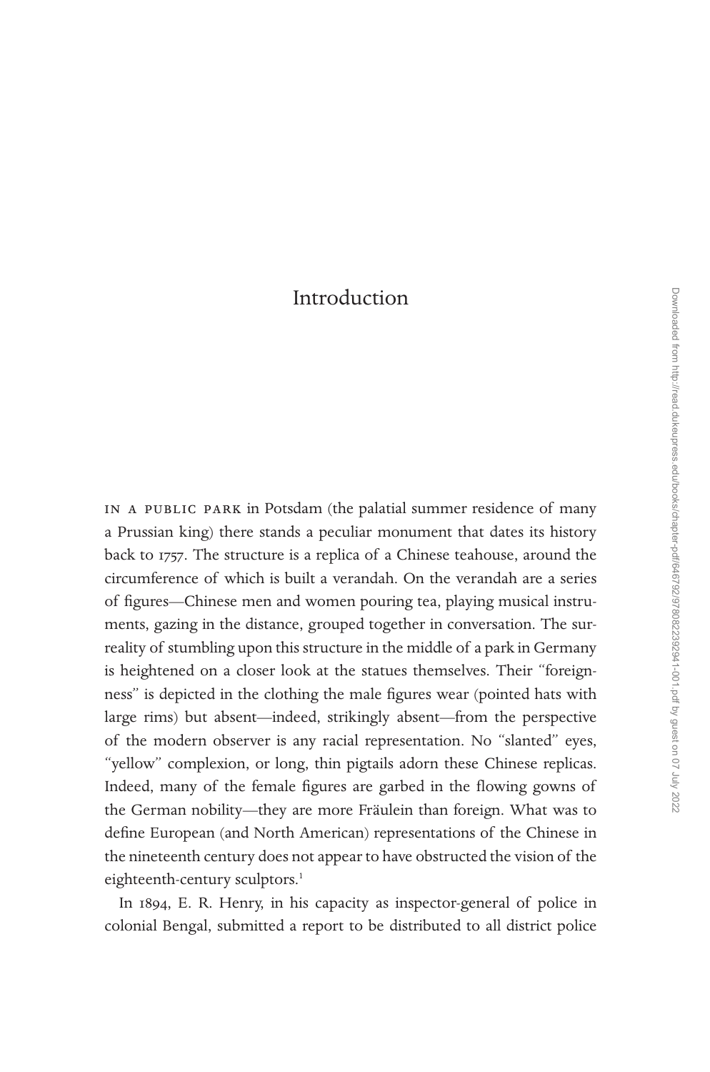# Introduction

IN A PUBLIC PARK in Potsdam (the palatial summer residence of many a Prussian king) there stands a peculiar monument that dates its history back to 1757. The structure is a replica of a Chinese teahouse, around the circumference of which is built a verandah. On the verandah are a series of figures—Chinese men and women pouring tea, playing musical instruments, gazing in the distance, grouped together in conversation. The surreality of stumbling upon this structure in the middle of a park in Germany is heightened on a closer look at the statues themselves. Their "foreignness" is depicted in the clothing the male figures wear (pointed hats with large rims) but absent—indeed, strikingly absent—from the perspective of the modern observer is any racial representation. No "slanted" eyes, "yellow" complexion, or long, thin pigtails adorn these Chinese replicas. Indeed, many of the female figures are garbed in the flowing gowns of the German nobility—they are more Fräulein than foreign. What was to define European (and North American) representations of the Chinese in the nineteenth century does not appear to have obstructed the vision of the eighteenth-century sculptors.[1]

In 1894, E. R. Henry, in his capacity as inspector-general of police in colonial Bengal, submitted a report to be distributed to all district police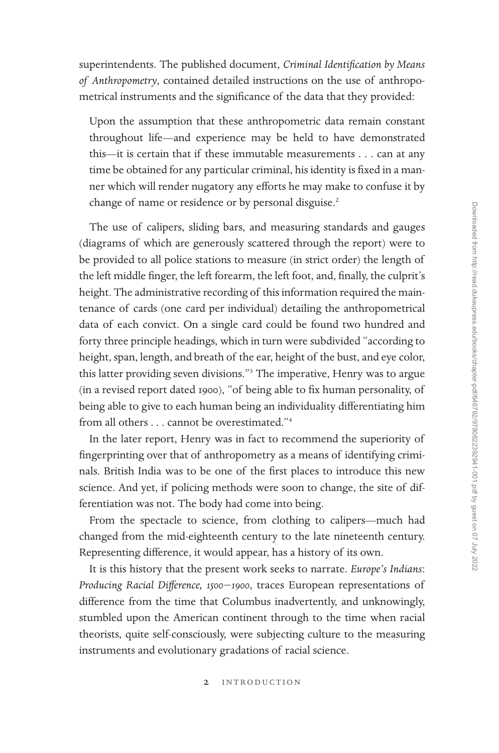superintendents. The published document, *Criminal Identification by Means of Anthropometry*, contained detailed instructions on the use of anthropometrical instruments and the significance of the data that they provided:

> Upon the assumption that these anthropometric data remain constant throughout life—and experience may be held to have demonstrated this—it is certain that if these immutable measurements . . . can at any time be obtained for any particular criminal, his identity is fixed in a manner which will render nugatory any efforts he may make to confuse it by change of name or residence or by personal disguise.[2]

The use of calipers, sliding bars, and measuring standards and gauges (diagrams of which are generously scattered through the report) were to be provided to all police stations to measure (in strict order) the length of the left middle finger, the left forearm, the left foot, and, finally, the culprit's height. The administrative recording of this information required the maintenance of cards (one card per individual) detailing the anthropometrical data of each convict. On a single card could be found two hundred and forty three principle headings, which in turn were subdivided "according to height, span, length, and breath of the ear, height of the bust, and eye color, this latter providing seven divisions."[3] The imperative, Henry was to argue (in a revised report dated 1900), "of being able to fix human personality, of being able to give to each human being an individuality differentiating him from all others . . . cannot be overestimated."[4]

In the later report, Henry was in fact to recommend the superiority of fingerprinting over that of anthropometry as a means of identifying criminals. British India was to be one of the first places to introduce this new science. And yet, if policing methods were soon to change, the site of differentiation was not. The body had come into being.

From the spectacle to science, from clothing to calipers—much had changed from the mid-eighteenth century to the late nineteenth century. Representing difference, it would appear, has a history of its own.

It is this history that the present work seeks to narrate. *Europe's Indians*: *Producing Racial Difference, 1500–1900*, traces European representations of difference from the time that Columbus inadvertently, and unknowingly, stumbled upon the American continent through to the time when racial theorists, quite self-consciously, were subjecting culture to the measuring instruments and evolutionary gradations of racial science.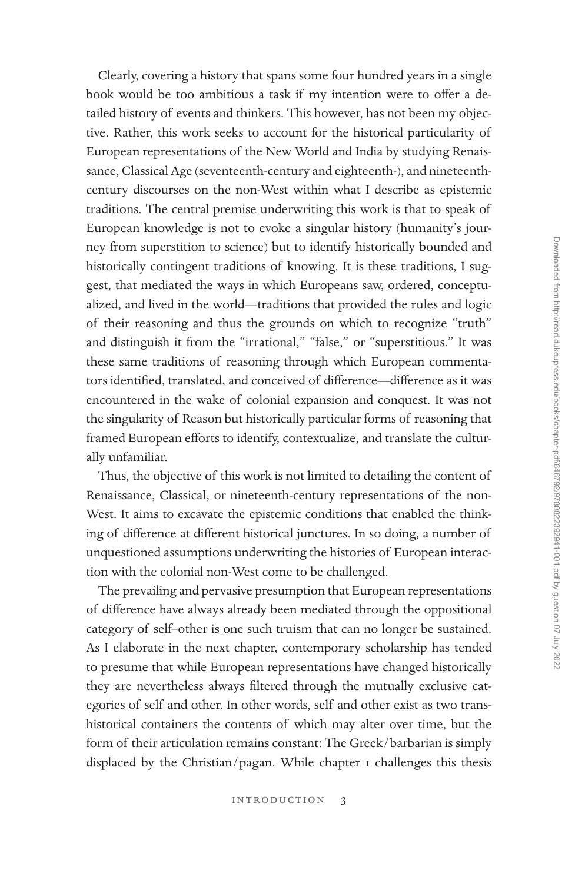Clearly, covering a history that spans some four hundred years in a single book would be too ambitious a task if my intention were to offer a detailed history of events and thinkers. This however, has not been my objective. Rather, this work seeks to account for the historical particularity of European representations of the New World and India by studying Renaissance, Classical Age (seventeenth-century and eighteenth-), and nineteenth-century discourses on the non-West within what I describe as epistemic traditions. The central premise underwriting this work is that to speak of European knowledge is not to evoke a singular history (humanity's journey from superstition to science) but to identify historically bounded and historically contingent traditions of knowing. It is these traditions, I suggest, that mediated the ways in which Europeans saw, ordered, conceptualized, and lived in the world—traditions that provided the rules and logic of their reasoning and thus the grounds on which to recognize "truth" and distinguish it from the "irrational," "false," or "superstitious." It was these same traditions of reasoning through which European commentators identified, translated, and conceived of difference—difference as it was encountered in the wake of colonial expansion and conquest. It was not the singularity of Reason but historically particular forms of reasoning that framed European efforts to identify, contextualize, and translate the culturally unfamiliar.

Thus, the objective of this work is not limited to detailing the content of Renaissance, Classical, or nineteenth-century representations of the non-West. It aims to excavate the epistemic conditions that enabled the thinking of difference at different historical junctures. In so doing, a number of unquestioned assumptions underwriting the histories of European interaction with the colonial non-West come to be challenged.

The prevailing and pervasive presumption that European representations of difference have always already been mediated through the oppositional category of self–other is one such truism that can no longer be sustained. As I elaborate in the next chapter, contemporary scholarship has tended to presume that while European representations have changed historically they are nevertheless always filtered through the mutually exclusive categories of self and other. In other words, self and other exist as two transhistorical containers the contents of which may alter over time, but the form of their articulation remains constant: The Greek/barbarian is simply displaced by the Christian/pagan. While chapter 1 challenges this thesis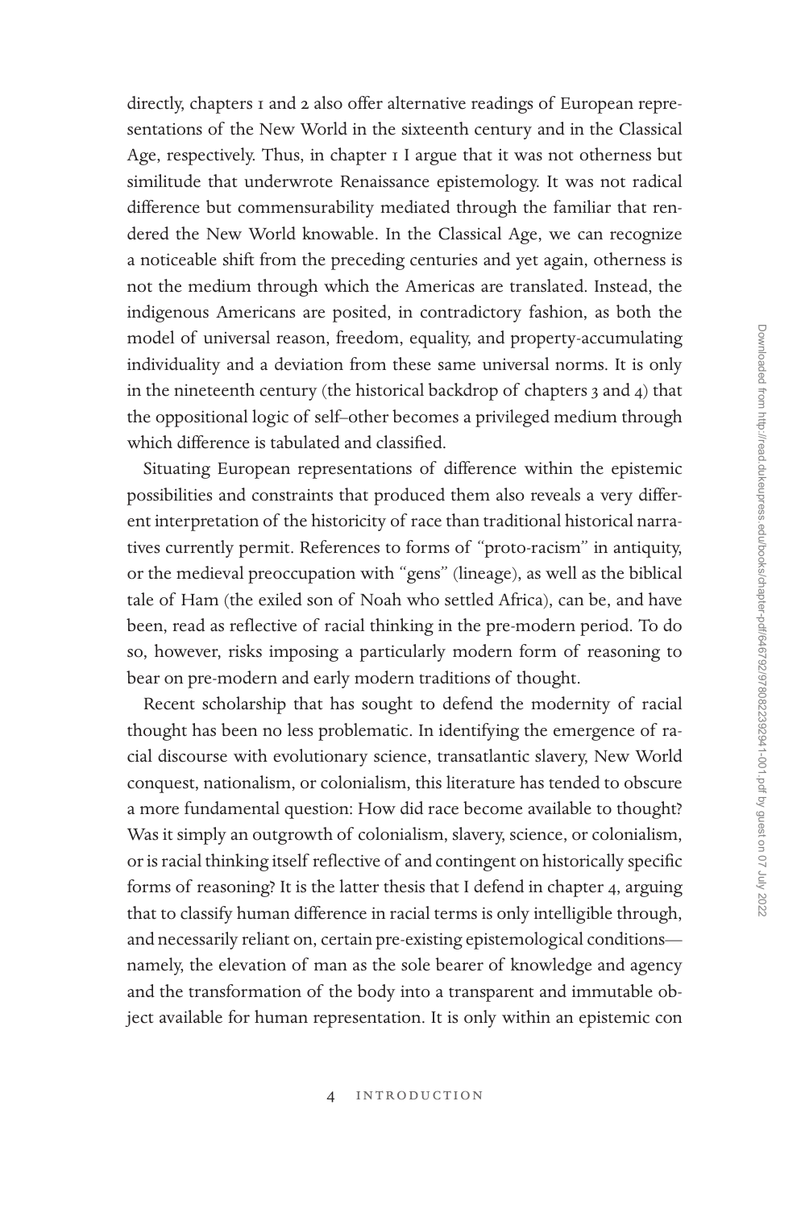directly, chapters 1 and 2 also offer alternative readings of European representations of the New World in the sixteenth century and in the Classical Age, respectively. Thus, in chapter 1 I argue that it was not otherness but similitude that underwrote Renaissance epistemology. It was not radical difference but commensurability mediated through the familiar that rendered the New World knowable. In the Classical Age, we can recognize a noticeable shift from the preceding centuries and yet again, otherness is not the medium through which the Americas are translated. Instead, the indigenous Americans are posited, in contradictory fashion, as both the model of universal reason, freedom, equality, and property-accumulating individuality and a deviation from these same universal norms. It is only in the nineteenth century (the historical backdrop of chapters 3 and 4) that the oppositional logic of self–other becomes a privileged medium through which difference is tabulated and classified.

Situating European representations of difference within the epistemic possibilities and constraints that produced them also reveals a very different interpretation of the historicity of race than traditional historical narratives currently permit. References to forms of "proto-racism" in antiquity, or the medieval preoccupation with "gens" (lineage), as well as the biblical tale of Ham (the exiled son of Noah who settled Africa), can be, and have been, read as reflective of racial thinking in the pre-modern period. To do so, however, risks imposing a particularly modern form of reasoning to bear on pre-modern and early modern traditions of thought.

Recent scholarship that has sought to defend the modernity of racial thought has been no less problematic. In identifying the emergence of racial discourse with evolutionary science, transatlantic slavery, New World conquest, nationalism, or colonialism, this literature has tended to obscure a more fundamental question: How did race become available to thought? Was it simply an outgrowth of colonialism, slavery, science, or colonialism, or is racial thinking itself reflective of and contingent on historically specific forms of reasoning? It is the latter thesis that I defend in chapter 4, arguing that to classify human difference in racial terms is only intelligible through, and necessarily reliant on, certain pre-existing epistemological conditions—namely, the elevation of man as the sole bearer of knowledge and agency and the transformation of the body into a transparent and immutable object available for human representation. It is only within an epistemic con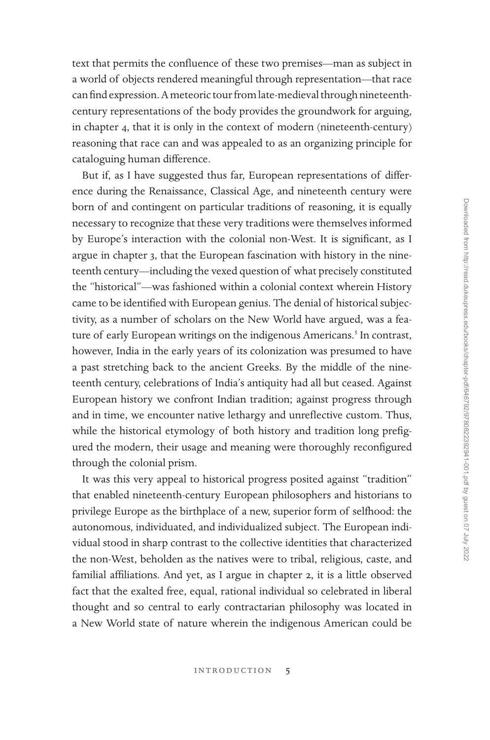text that permits the confluence of these two premises—man as subject in a world of objects rendered meaningful through representation—that race can find expression. A meteoric tour from late-medieval through nineteenth-century representations of the body provides the groundwork for arguing, in chapter 4, that it is only in the context of modern (nineteenth-century) reasoning that race can and was appealed to as an organizing principle for cataloguing human difference.

But if, as I have suggested thus far, European representations of difference during the Renaissance, Classical Age, and nineteenth century were born of and contingent on particular traditions of reasoning, it is equally necessary to recognize that these very traditions were themselves informed by Europe's interaction with the colonial non-West. It is significant, as I argue in chapter 3, that the European fascination with history in the nineteenth century—including the vexed question of what precisely constituted the "historical"—was fashioned within a colonial context wherein History came to be identified with European genius. The denial of historical subjectivity, as a number of scholars on the New World have argued, was a feature of early European writings on the indigenous Americans.[5] In contrast, however, India in the early years of its colonization was presumed to have a past stretching back to the ancient Greeks. By the middle of the nineteenth century, celebrations of India's antiquity had all but ceased. Against European history we confront Indian tradition; against progress through and in time, we encounter native lethargy and unreflective custom. Thus, while the historical etymology of both history and tradition long prefigured the modern, their usage and meaning were thoroughly reconfigured through the colonial prism.

It was this very appeal to historical progress posited against "tradition" that enabled nineteenth-century European philosophers and historians to privilege Europe as the birthplace of a new, superior form of selfhood: the autonomous, individuated, and individualized subject. The European individual stood in sharp contrast to the collective identities that characterized the non-West, beholden as the natives were to tribal, religious, caste, and familial affiliations. And yet, as I argue in chapter 2, it is a little observed fact that the exalted free, equal, rational individual so celebrated in liberal thought and so central to early contractarian philosophy was located in a New World state of nature wherein the indigenous American could be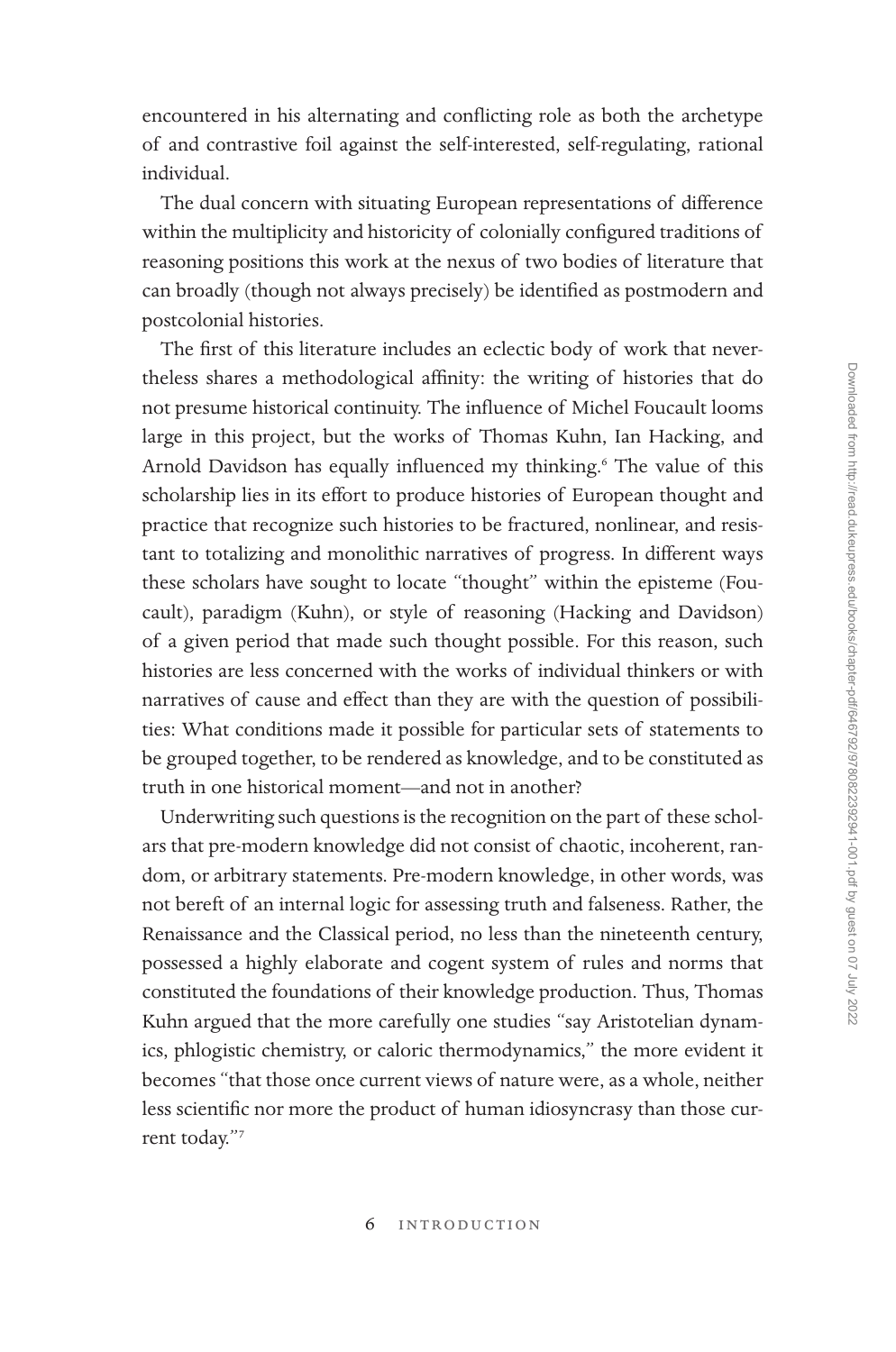encountered in his alternating and conflicting role as both the archetype of and contrastive foil against the self-interested, self-regulating, rational individual.

The dual concern with situating European representations of difference within the multiplicity and historicity of colonially configured traditions of reasoning positions this work at the nexus of two bodies of literature that can broadly (though not always precisely) be identified as postmodern and postcolonial histories.

The first of this literature includes an eclectic body of work that nevertheless shares a methodological affinity: the writing of histories that do not presume historical continuity. The influence of Michel Foucault looms large in this project, but the works of Thomas Kuhn, Ian Hacking, and Arnold Davidson has equally influenced my thinking.[6] The value of this scholarship lies in its effort to produce histories of European thought and practice that recognize such histories to be fractured, nonlinear, and resistant to totalizing and monolithic narratives of progress. In different ways these scholars have sought to locate "thought" within the episteme (Foucault), paradigm (Kuhn), or style of reasoning (Hacking and Davidson) of a given period that made such thought possible. For this reason, such histories are less concerned with the works of individual thinkers or with narratives of cause and effect than they are with the question of possibilities: What conditions made it possible for particular sets of statements to be grouped together, to be rendered as knowledge, and to be constituted as truth in one historical moment—and not in another?

Underwriting such questions is the recognition on the part of these scholars that pre-modern knowledge did not consist of chaotic, incoherent, random, or arbitrary statements. Pre-modern knowledge, in other words, was not bereft of an internal logic for assessing truth and falseness. Rather, the Renaissance and the Classical period, no less than the nineteenth century, possessed a highly elaborate and cogent system of rules and norms that constituted the foundations of their knowledge production. Thus, Thomas Kuhn argued that the more carefully one studies "say Aristotelian dynamics, phlogistic chemistry, or caloric thermodynamics," the more evident it becomes "that those once current views of nature were, as a whole, neither less scientific nor more the product of human idiosyncrasy than those current today."[7]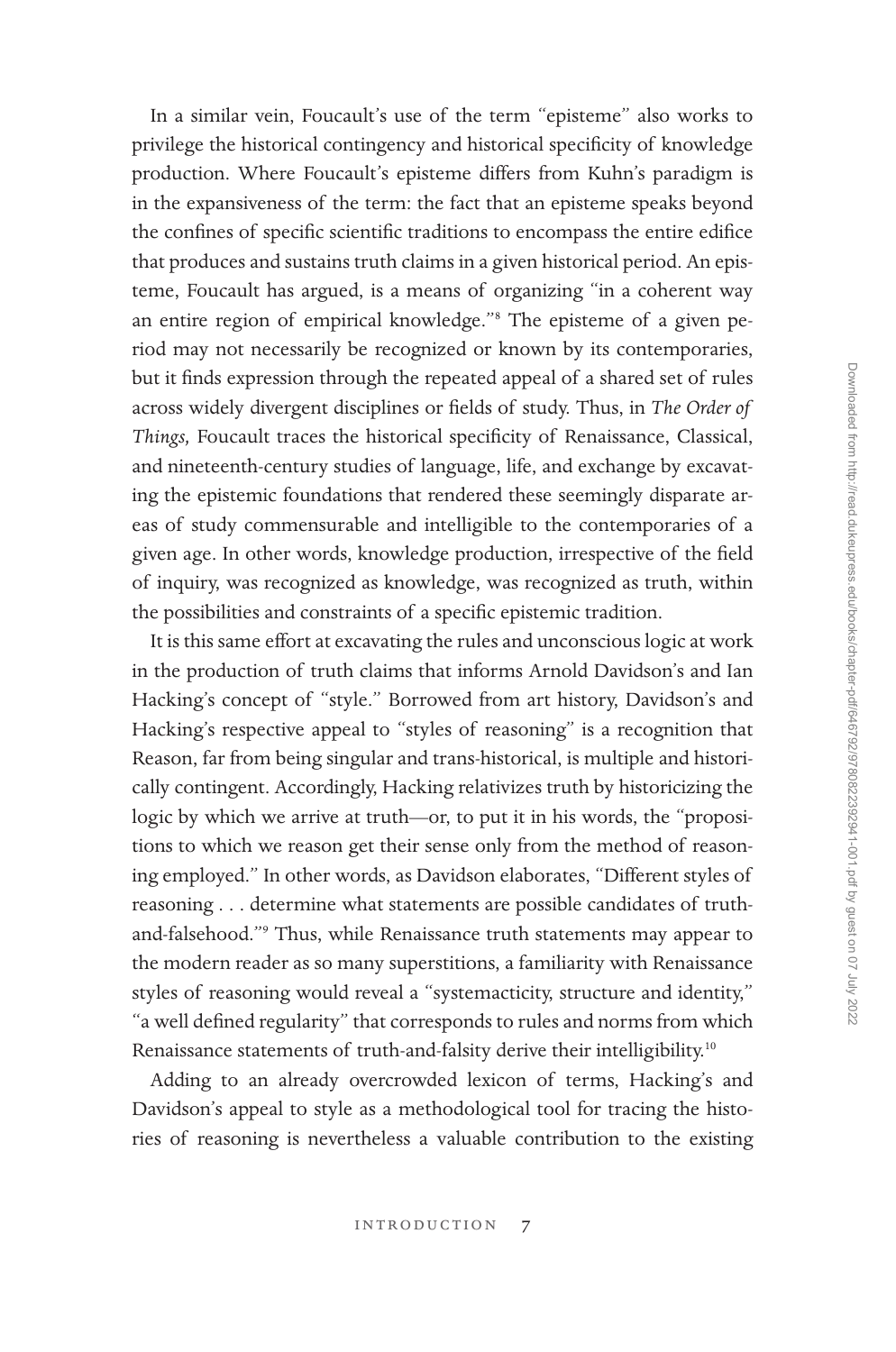In a similar vein, Foucault's use of the term "episteme" also works to privilege the historical contingency and historical specificity of knowledge production. Where Foucault's episteme differs from Kuhn's paradigm is in the expansiveness of the term: the fact that an episteme speaks beyond the confines of specific scientific traditions to encompass the entire edifice that produces and sustains truth claims in a given historical period. An episteme, Foucault has argued, is a means of organizing "in a coherent way an entire region of empirical knowledge."[8] The episteme of a given period may not necessarily be recognized or known by its contemporaries, but it finds expression through the repeated appeal of a shared set of rules across widely divergent disciplines or fields of study. Thus, in *The Order of Things,* Foucault traces the historical specificity of Renaissance, Classical, and nineteenth-century studies of language, life, and exchange by excavating the epistemic foundations that rendered these seemingly disparate areas of study commensurable and intelligible to the contemporaries of a given age. In other words, knowledge production, irrespective of the field of inquiry, was recognized as knowledge, was recognized as truth, within the possibilities and constraints of a specific epistemic tradition.

It is this same effort at excavating the rules and unconscious logic at work in the production of truth claims that informs Arnold Davidson's and Ian Hacking's concept of "style." Borrowed from art history, Davidson's and Hacking's respective appeal to "styles of reasoning" is a recognition that Reason, far from being singular and trans-historical, is multiple and historically contingent. Accordingly, Hacking relativizes truth by historicizing the logic by which we arrive at truth—or, to put it in his words, the "propositions to which we reason get their sense only from the method of reasoning employed." In other words, as Davidson elaborates, "Different styles of reasoning . . . determine what statements are possible candidates of truth-and-falsehood."[9] Thus, while Renaissance truth statements may appear to the modern reader as so many superstitions, a familiarity with Renaissance styles of reasoning would reveal a "systemacticity, structure and identity," "a well defined regularity" that corresponds to rules and norms from which Renaissance statements of truth-and-falsity derive their intelligibility.[10]

Adding to an already overcrowded lexicon of terms, Hacking's and Davidson's appeal to style as a methodological tool for tracing the histories of reasoning is nevertheless a valuable contribution to the existing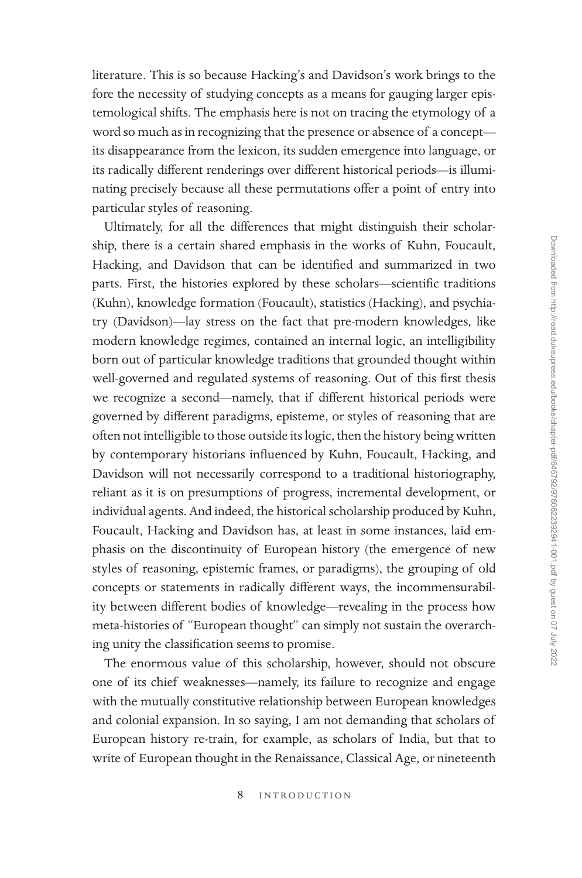literature. This is so because Hacking's and Davidson's work brings to the fore the necessity of studying concepts as a means for gauging larger epistemological shifts. The emphasis here is not on tracing the etymology of a word so much as in recognizing that the presence or absence of a concept—its disappearance from the lexicon, its sudden emergence into language, or its radically different renderings over different historical periods—is illuminating precisely because all these permutations offer a point of entry into particular styles of reasoning.

Ultimately, for all the differences that might distinguish their scholarship, there is a certain shared emphasis in the works of Kuhn, Foucault, Hacking, and Davidson that can be identified and summarized in two parts. First, the histories explored by these scholars—scientific traditions (Kuhn), knowledge formation (Foucault), statistics (Hacking), and psychiatry (Davidson)—lay stress on the fact that pre-modern knowledges, like modern knowledge regimes, contained an internal logic, an intelligibility born out of particular knowledge traditions that grounded thought within well-governed and regulated systems of reasoning. Out of this first thesis we recognize a second—namely, that if different historical periods were governed by different paradigms, episteme, or styles of reasoning that are often not intelligible to those outside its logic, then the history being written by contemporary historians influenced by Kuhn, Foucault, Hacking, and Davidson will not necessarily correspond to a traditional historiography, reliant as it is on presumptions of progress, incremental development, or individual agents. And indeed, the historical scholarship produced by Kuhn, Foucault, Hacking and Davidson has, at least in some instances, laid emphasis on the discontinuity of European history (the emergence of new styles of reasoning, epistemic frames, or paradigms), the grouping of old concepts or statements in radically different ways, the incommensurability between different bodies of knowledge—revealing in the process how meta-histories of "European thought" can simply not sustain the overarching unity the classification seems to promise.

The enormous value of this scholarship, however, should not obscure one of its chief weaknesses—namely, its failure to recognize and engage with the mutually constitutive relationship between European knowledges and colonial expansion. In so saying, I am not demanding that scholars of European history re-train, for example, as scholars of India, but that to write of European thought in the Renaissance, Classical Age, or nineteenth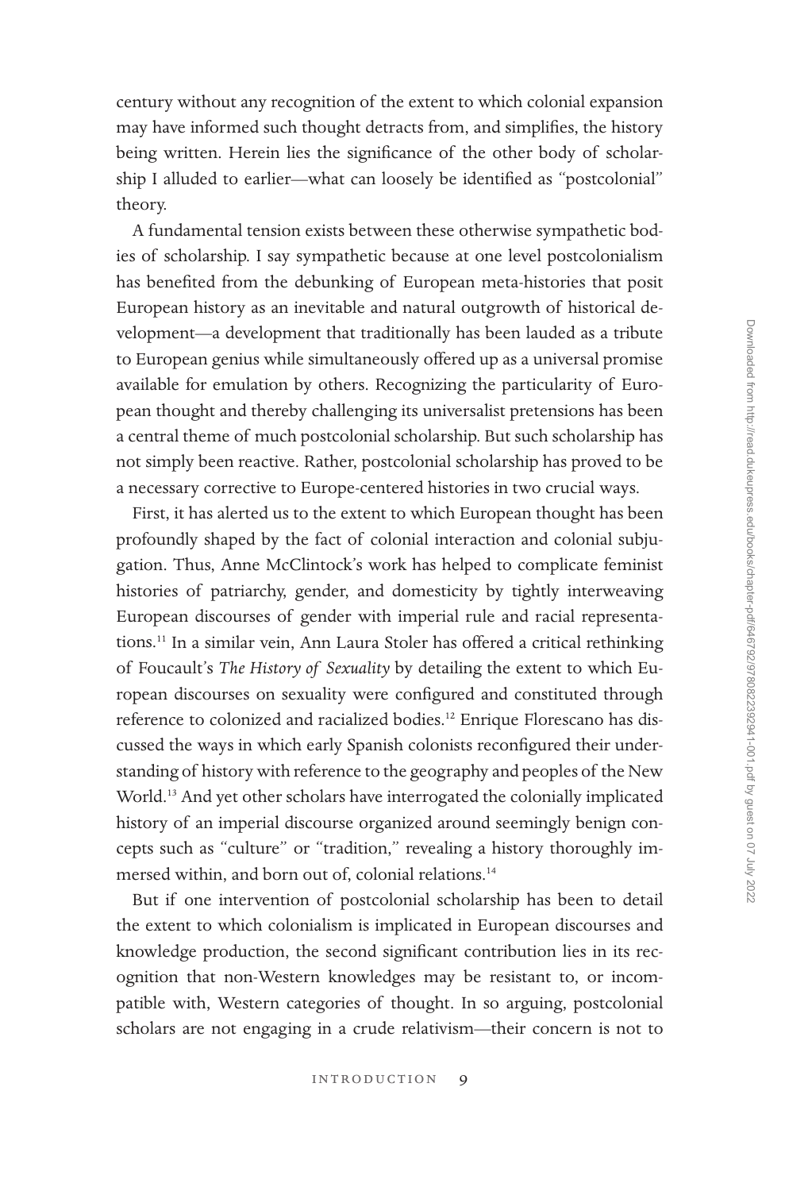century without any recognition of the extent to which colonial expansion may have informed such thought detracts from, and simplifies, the history being written. Herein lies the significance of the other body of scholarship I alluded to earlier—what can loosely be identified as "postcolonial" theory.

A fundamental tension exists between these otherwise sympathetic bodies of scholarship. I say sympathetic because at one level postcolonialism has benefited from the debunking of European meta-histories that posit European history as an inevitable and natural outgrowth of historical development—a development that traditionally has been lauded as a tribute to European genius while simultaneously offered up as a universal promise available for emulation by others. Recognizing the particularity of European thought and thereby challenging its universalist pretensions has been a central theme of much postcolonial scholarship. But such scholarship has not simply been reactive. Rather, postcolonial scholarship has proved to be a necessary corrective to Europe-centered histories in two crucial ways.

First, it has alerted us to the extent to which European thought has been profoundly shaped by the fact of colonial interaction and colonial subjugation. Thus, Anne McClintock's work has helped to complicate feminist histories of patriarchy, gender, and domesticity by tightly interweaving European discourses of gender with imperial rule and racial representations.[11] In a similar vein, Ann Laura Stoler has offered a critical rethinking of Foucault's *The History of Sexuality* by detailing the extent to which European discourses on sexuality were configured and constituted through reference to colonized and racialized bodies.[12] Enrique Florescano has discussed the ways in which early Spanish colonists reconfigured their understanding of history with reference to the geography and peoples of the New World.[13] And yet other scholars have interrogated the colonially implicated history of an imperial discourse organized around seemingly benign concepts such as "culture" or "tradition," revealing a history thoroughly immersed within, and born out of, colonial relations.[14]

But if one intervention of postcolonial scholarship has been to detail the extent to which colonialism is implicated in European discourses and knowledge production, the second significant contribution lies in its recognition that non-Western knowledges may be resistant to, or incompatible with, Western categories of thought. In so arguing, postcolonial scholars are not engaging in a crude relativism—their concern is not to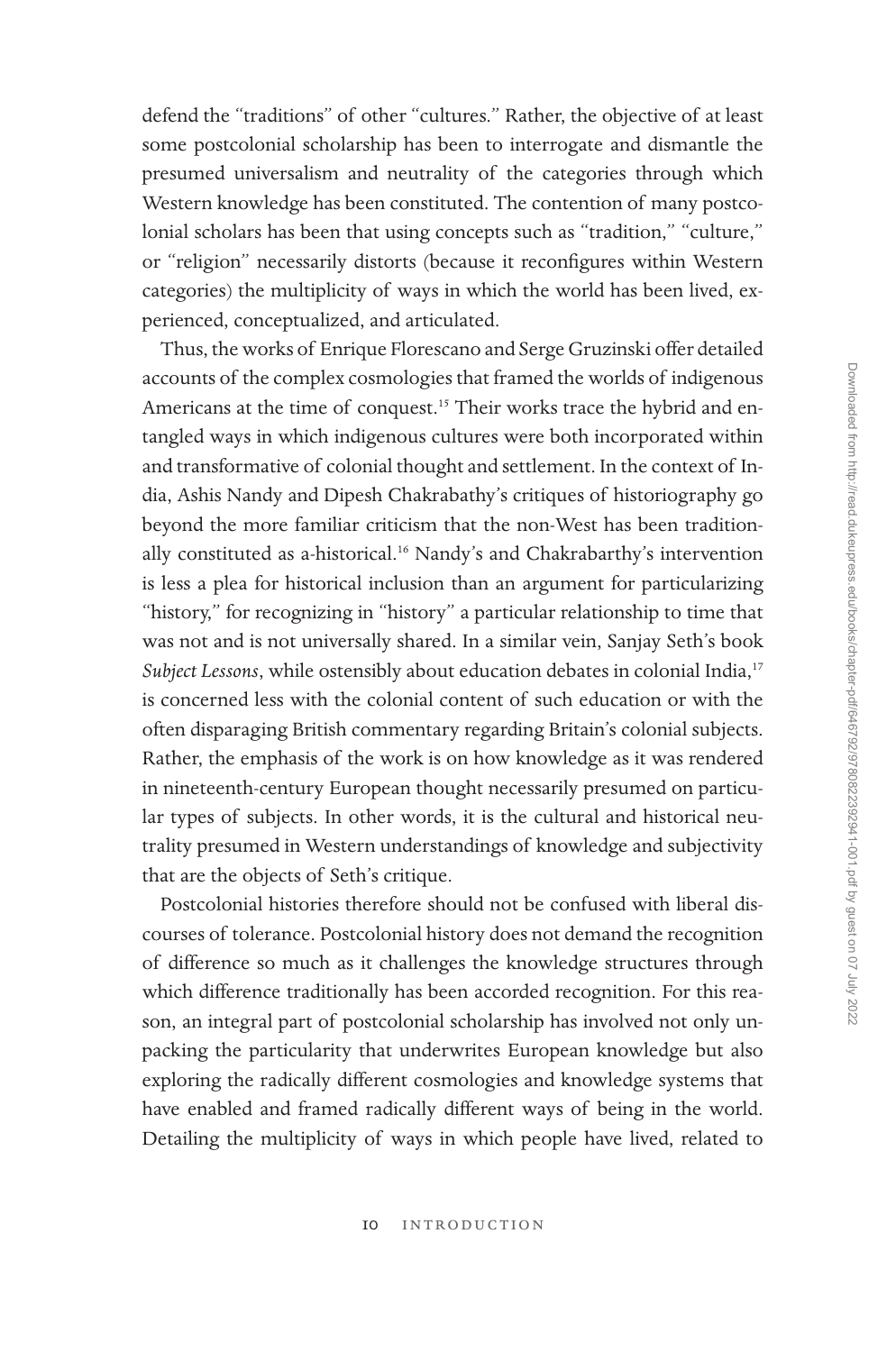defend the "traditions" of other "cultures." Rather, the objective of at least some postcolonial scholarship has been to interrogate and dismantle the presumed universalism and neutrality of the categories through which Western knowledge has been constituted. The contention of many postcolonial scholars has been that using concepts such as "tradition," "culture," or "religion" necessarily distorts (because it reconfigures within Western categories) the multiplicity of ways in which the world has been lived, experienced, conceptualized, and articulated.

Thus, the works of Enrique Florescano and Serge Gruzinski offer detailed accounts of the complex cosmologies that framed the worlds of indigenous Americans at the time of conquest.[15] Their works trace the hybrid and entangled ways in which indigenous cultures were both incorporated within and transformative of colonial thought and settlement. In the context of India, Ashis Nandy and Dipesh Chakrabathy's critiques of historiography go beyond the more familiar criticism that the non-West has been traditionally constituted as a-historical.[16] Nandy's and Chakrabarthy's intervention is less a plea for historical inclusion than an argument for particularizing "history," for recognizing in "history" a particular relationship to time that was not and is not universally shared. In a similar vein, Sanjay Seth's book *Subject Lessons*, while ostensibly about education debates in colonial India,[17] is concerned less with the colonial content of such education or with the often disparaging British commentary regarding Britain's colonial subjects. Rather, the emphasis of the work is on how knowledge as it was rendered in nineteenth-century European thought necessarily presumed on particular types of subjects. In other words, it is the cultural and historical neutrality presumed in Western understandings of knowledge and subjectivity that are the objects of Seth's critique.

Postcolonial histories therefore should not be confused with liberal discourses of tolerance. Postcolonial history does not demand the recognition of difference so much as it challenges the knowledge structures through which difference traditionally has been accorded recognition. For this reason, an integral part of postcolonial scholarship has involved not only unpacking the particularity that underwrites European knowledge but also exploring the radically different cosmologies and knowledge systems that have enabled and framed radically different ways of being in the world. Detailing the multiplicity of ways in which people have lived, related to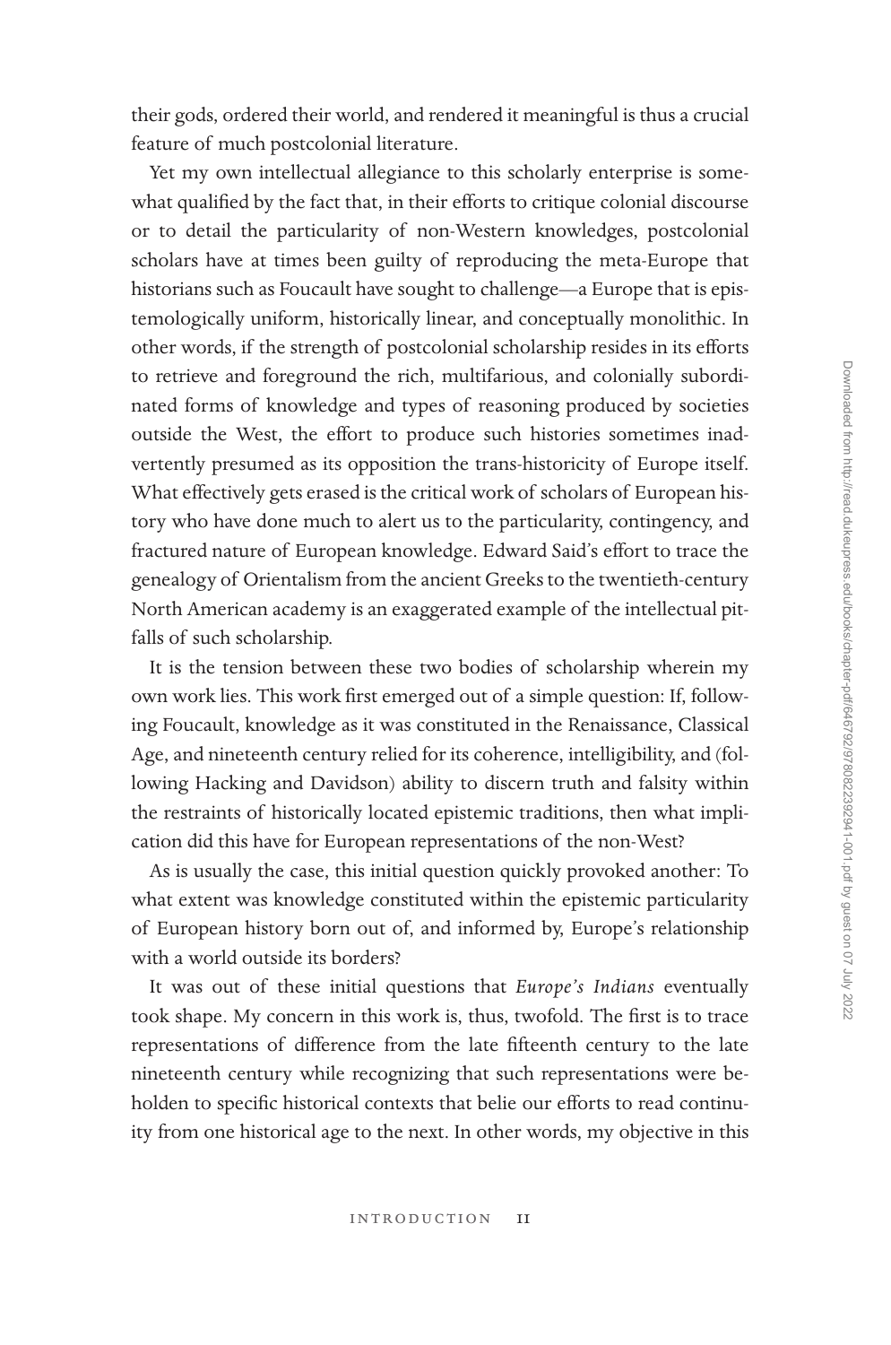their gods, ordered their world, and rendered it meaningful is thus a crucial feature of much postcolonial literature.

Yet my own intellectual allegiance to this scholarly enterprise is somewhat qualified by the fact that, in their efforts to critique colonial discourse or to detail the particularity of non-Western knowledges, postcolonial scholars have at times been guilty of reproducing the meta-Europe that historians such as Foucault have sought to challenge—a Europe that is epistemologically uniform, historically linear, and conceptually monolithic. In other words, if the strength of postcolonial scholarship resides in its efforts to retrieve and foreground the rich, multifarious, and colonially subordinated forms of knowledge and types of reasoning produced by societies outside the West, the effort to produce such histories sometimes inadvertently presumed as its opposition the trans-historicity of Europe itself. What effectively gets erased is the critical work of scholars of European history who have done much to alert us to the particularity, contingency, and fractured nature of European knowledge. Edward Said's effort to trace the genealogy of Orientalism from the ancient Greeks to the twentieth-century North American academy is an exaggerated example of the intellectual pitfalls of such scholarship.

It is the tension between these two bodies of scholarship wherein my own work lies. This work first emerged out of a simple question: If, following Foucault, knowledge as it was constituted in the Renaissance, Classical Age, and nineteenth century relied for its coherence, intelligibility, and (following Hacking and Davidson) ability to discern truth and falsity within the restraints of historically located epistemic traditions, then what implication did this have for European representations of the non-West?

As is usually the case, this initial question quickly provoked another: To what extent was knowledge constituted within the epistemic particularity of European history born out of, and informed by, Europe's relationship with a world outside its borders?

It was out of these initial questions that *Europe's Indians* eventually took shape. My concern in this work is, thus, twofold. The first is to trace representations of difference from the late fifteenth century to the late nineteenth century while recognizing that such representations were beholden to specific historical contexts that belie our efforts to read continuity from one historical age to the next. In other words, my objective in this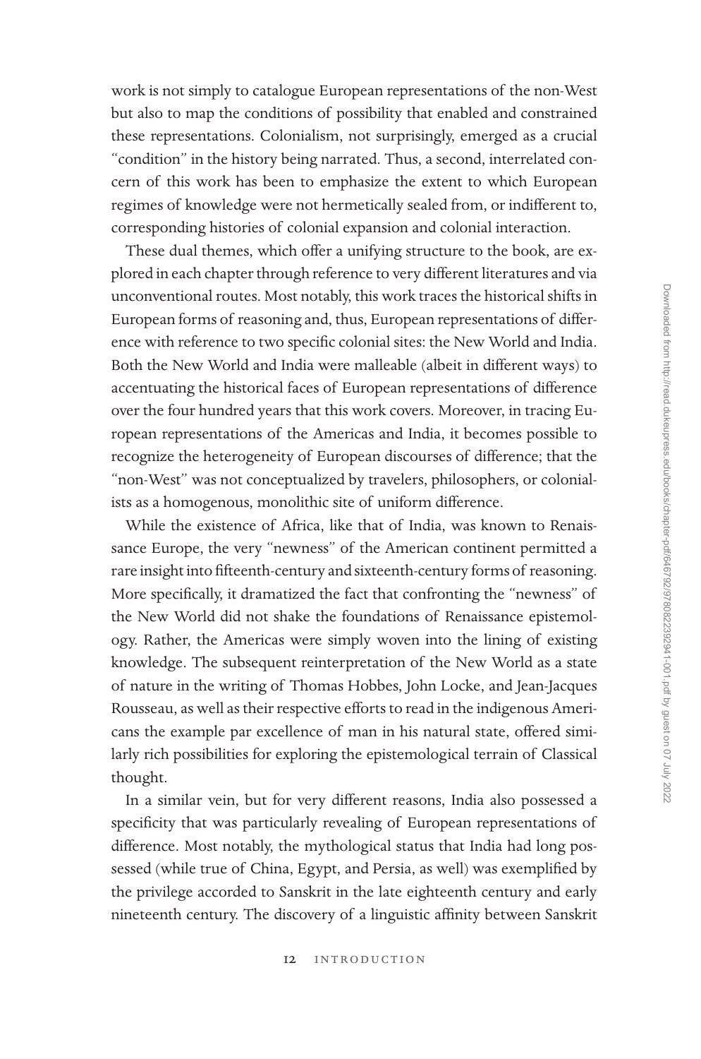work is not simply to catalogue European representations of the non-West but also to map the conditions of possibility that enabled and constrained these representations. Colonialism, not surprisingly, emerged as a crucial "condition" in the history being narrated. Thus, a second, interrelated concern of this work has been to emphasize the extent to which European regimes of knowledge were not hermetically sealed from, or indifferent to, corresponding histories of colonial expansion and colonial interaction.

These dual themes, which offer a unifying structure to the book, are explored in each chapter through reference to very different literatures and via unconventional routes. Most notably, this work traces the historical shifts in European forms of reasoning and, thus, European representations of difference with reference to two specific colonial sites: the New World and India. Both the New World and India were malleable (albeit in different ways) to accentuating the historical faces of European representations of difference over the four hundred years that this work covers. Moreover, in tracing European representations of the Americas and India, it becomes possible to recognize the heterogeneity of European discourses of difference; that the "non-West" was not conceptualized by travelers, philosophers, or colonialists as a homogenous, monolithic site of uniform difference.

While the existence of Africa, like that of India, was known to Renaissance Europe, the very "newness" of the American continent permitted a rare insight into fifteenth-century and sixteenth-century forms of reasoning. More specifically, it dramatized the fact that confronting the "newness" of the New World did not shake the foundations of Renaissance epistemology. Rather, the Americas were simply woven into the lining of existing knowledge. The subsequent reinterpretation of the New World as a state of nature in the writing of Thomas Hobbes, John Locke, and Jean-Jacques Rousseau, as well as their respective efforts to read in the indigenous Americans the example par excellence of man in his natural state, offered similarly rich possibilities for exploring the epistemological terrain of Classical thought.

In a similar vein, but for very different reasons, India also possessed a specificity that was particularly revealing of European representations of difference. Most notably, the mythological status that India had long possessed (while true of China, Egypt, and Persia, as well) was exemplified by the privilege accorded to Sanskrit in the late eighteenth century and early nineteenth century. The discovery of a linguistic affinity between Sanskrit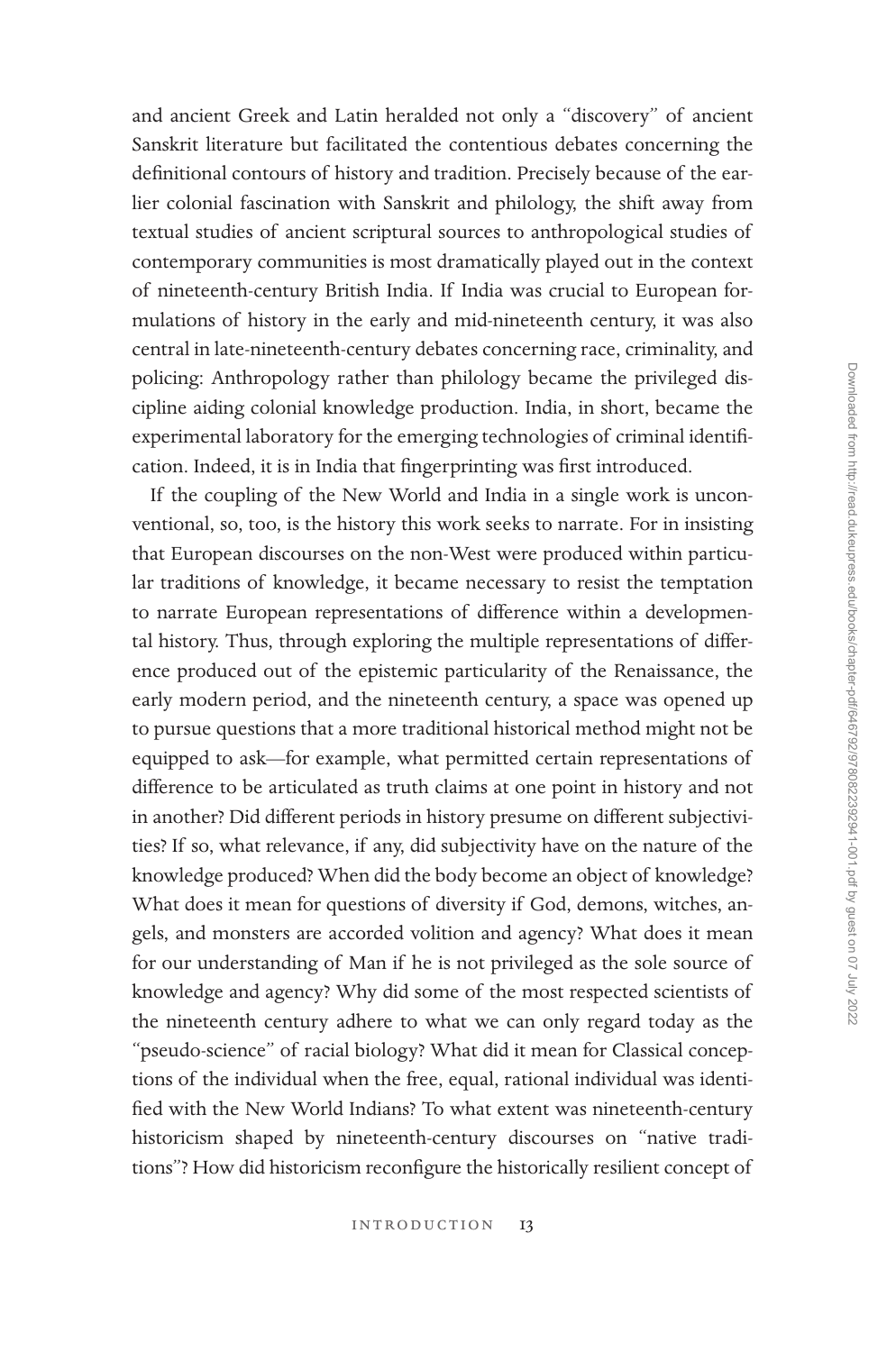and ancient Greek and Latin heralded not only a "discovery" of ancient Sanskrit literature but facilitated the contentious debates concerning the definitional contours of history and tradition. Precisely because of the earlier colonial fascination with Sanskrit and philology, the shift away from textual studies of ancient scriptural sources to anthropological studies of contemporary communities is most dramatically played out in the context of nineteenth-century British India. If India was crucial to European formulations of history in the early and mid-nineteenth century, it was also central in late-nineteenth-century debates concerning race, criminality, and policing: Anthropology rather than philology became the privileged discipline aiding colonial knowledge production. India, in short, became the experimental laboratory for the emerging technologies of criminal identification. Indeed, it is in India that fingerprinting was first introduced.

If the coupling of the New World and India in a single work is unconventional, so, too, is the history this work seeks to narrate. For in insisting that European discourses on the non-West were produced within particular traditions of knowledge, it became necessary to resist the temptation to narrate European representations of difference within a developmental history. Thus, through exploring the multiple representations of difference produced out of the epistemic particularity of the Renaissance, the early modern period, and the nineteenth century, a space was opened up to pursue questions that a more traditional historical method might not be equipped to ask—for example, what permitted certain representations of difference to be articulated as truth claims at one point in history and not in another? Did different periods in history presume on different subjectivities? If so, what relevance, if any, did subjectivity have on the nature of the knowledge produced? When did the body become an object of knowledge? What does it mean for questions of diversity if God, demons, witches, angels, and monsters are accorded volition and agency? What does it mean for our understanding of Man if he is not privileged as the sole source of knowledge and agency? Why did some of the most respected scientists of the nineteenth century adhere to what we can only regard today as the "pseudo-science" of racial biology? What did it mean for Classical conceptions of the individual when the free, equal, rational individual was identified with the New World Indians? To what extent was nineteenth-century historicism shaped by nineteenth-century discourses on "native traditions"? How did historicism reconfigure the historically resilient concept of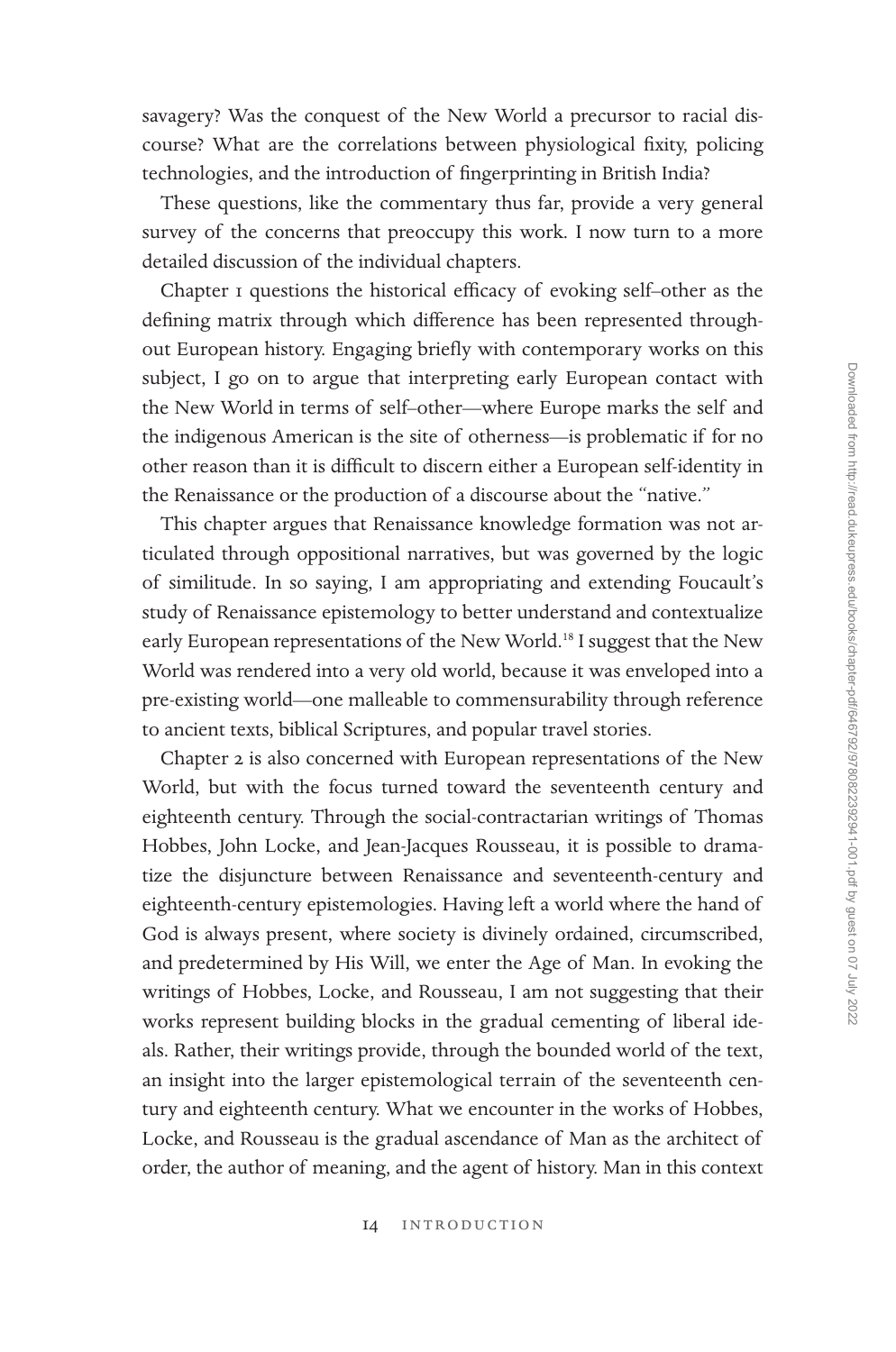savagery? Was the conquest of the New World a precursor to racial discourse? What are the correlations between physiological fixity, policing technologies, and the introduction of fingerprinting in British India?

These questions, like the commentary thus far, provide a very general survey of the concerns that preoccupy this work. I now turn to a more detailed discussion of the individual chapters.

Chapter 1 questions the historical efficacy of evoking self–other as the defining matrix through which difference has been represented throughout European history. Engaging briefly with contemporary works on this subject, I go on to argue that interpreting early European contact with the New World in terms of self–other—where Europe marks the self and the indigenous American is the site of otherness—is problematic if for no other reason than it is difficult to discern either a European self-identity in the Renaissance or the production of a discourse about the "native."

This chapter argues that Renaissance knowledge formation was not articulated through oppositional narratives, but was governed by the logic of similitude. In so saying, I am appropriating and extending Foucault's study of Renaissance epistemology to better understand and contextualize early European representations of the New World.[18] I suggest that the New World was rendered into a very old world, because it was enveloped into a pre-existing world—one malleable to commensurability through reference to ancient texts, biblical Scriptures, and popular travel stories.

Chapter 2 is also concerned with European representations of the New World, but with the focus turned toward the seventeenth century and eighteenth century. Through the social-contractarian writings of Thomas Hobbes, John Locke, and Jean-Jacques Rousseau, it is possible to dramatize the disjuncture between Renaissance and seventeenth-century and eighteenth-century epistemologies. Having left a world where the hand of God is always present, where society is divinely ordained, circumscribed, and predetermined by His Will, we enter the Age of Man. In evoking the writings of Hobbes, Locke, and Rousseau, I am not suggesting that their works represent building blocks in the gradual cementing of liberal ideals. Rather, their writings provide, through the bounded world of the text, an insight into the larger epistemological terrain of the seventeenth century and eighteenth century. What we encounter in the works of Hobbes, Locke, and Rousseau is the gradual ascendance of Man as the architect of order, the author of meaning, and the agent of history. Man in this context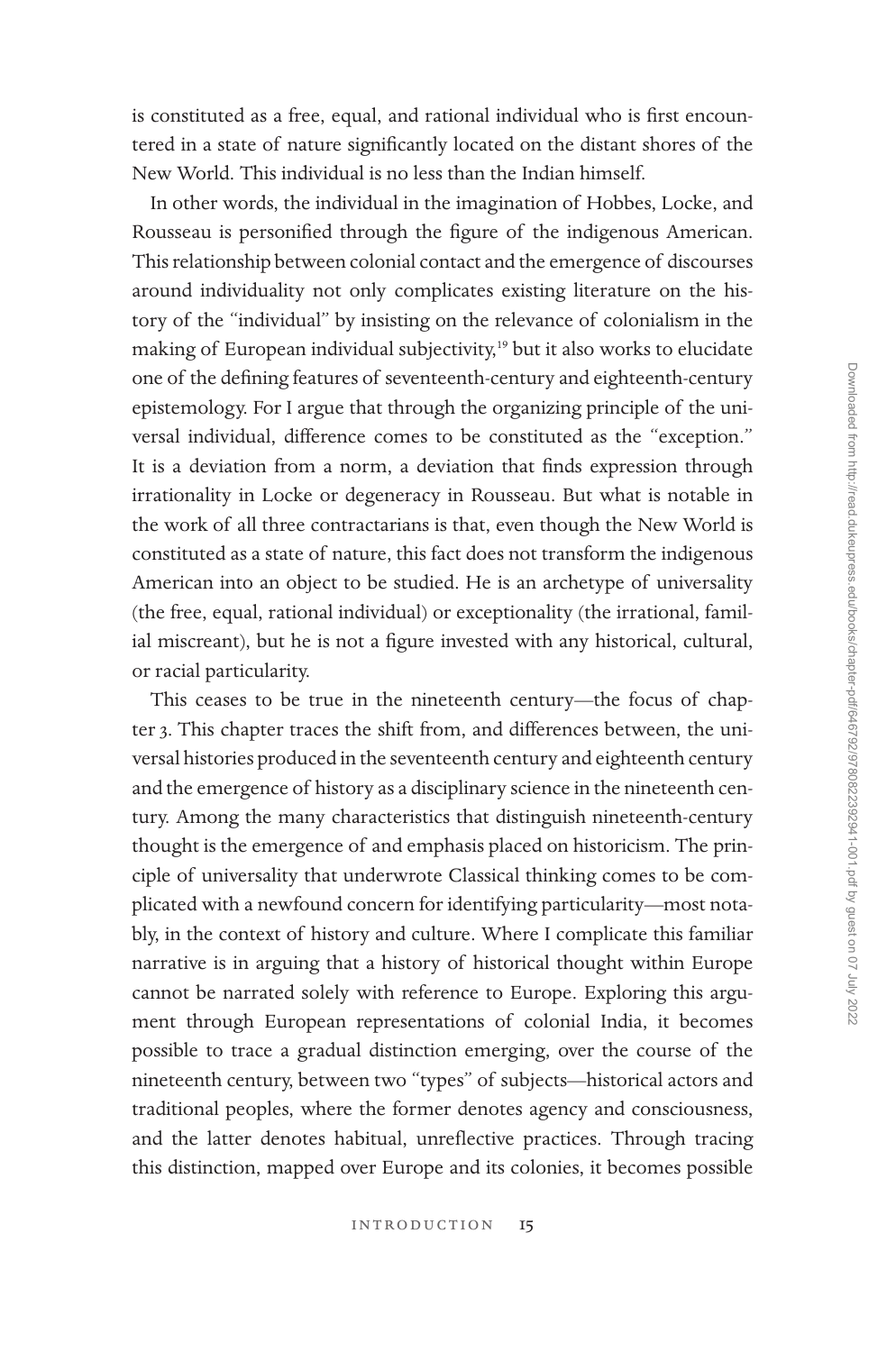is constituted as a free, equal, and rational individual who is first encountered in a state of nature significantly located on the distant shores of the New World. This individual is no less than the Indian himself.

In other words, the individual in the imagination of Hobbes, Locke, and Rousseau is personified through the figure of the indigenous American. This relationship between colonial contact and the emergence of discourses around individuality not only complicates existing literature on the history of the "individual" by insisting on the relevance of colonialism in the making of European individual subjectivity,[19] but it also works to elucidate one of the defining features of seventeenth-century and eighteenth-century epistemology. For I argue that through the organizing principle of the universal individual, difference comes to be constituted as the "exception." It is a deviation from a norm, a deviation that finds expression through irrationality in Locke or degeneracy in Rousseau. But what is notable in the work of all three contractarians is that, even though the New World is constituted as a state of nature, this fact does not transform the indigenous American into an object to be studied. He is an archetype of universality (the free, equal, rational individual) or exceptionality (the irrational, familial miscreant), but he is not a figure invested with any historical, cultural, or racial particularity.

This ceases to be true in the nineteenth century—the focus of chapter 3. This chapter traces the shift from, and differences between, the universal histories produced in the seventeenth century and eighteenth century and the emergence of history as a disciplinary science in the nineteenth century. Among the many characteristics that distinguish nineteenth-century thought is the emergence of and emphasis placed on historicism. The principle of universality that underwrote Classical thinking comes to be complicated with a newfound concern for identifying particularity—most notably, in the context of history and culture. Where I complicate this familiar narrative is in arguing that a history of historical thought within Europe cannot be narrated solely with reference to Europe. Exploring this argument through European representations of colonial India, it becomes possible to trace a gradual distinction emerging, over the course of the nineteenth century, between two "types" of subjects—historical actors and traditional peoples, where the former denotes agency and consciousness, and the latter denotes habitual, unreflective practices. Through tracing this distinction, mapped over Europe and its colonies, it becomes possible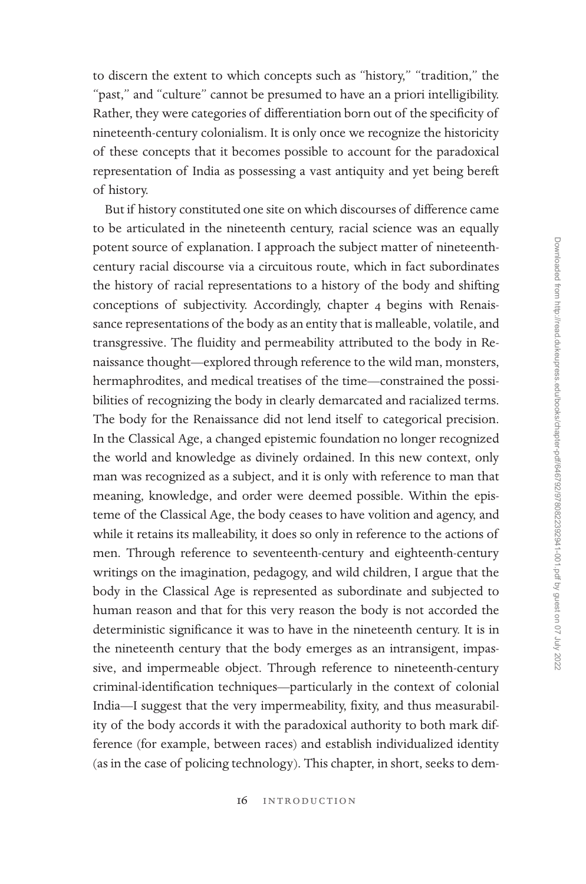to discern the extent to which concepts such as "history," "tradition," the "past," and "culture" cannot be presumed to have an a priori intelligibility. Rather, they were categories of differentiation born out of the specificity of nineteenth-century colonialism. It is only once we recognize the historicity of these concepts that it becomes possible to account for the paradoxical representation of India as possessing a vast antiquity and yet being bereft of history.

But if history constituted one site on which discourses of difference came to be articulated in the nineteenth century, racial science was an equally potent source of explanation. I approach the subject matter of nineteenth-century racial discourse via a circuitous route, which in fact subordinates the history of racial representations to a history of the body and shifting conceptions of subjectivity. Accordingly, chapter 4 begins with Renaissance representations of the body as an entity that is malleable, volatile, and transgressive. The fluidity and permeability attributed to the body in Renaissance thought—explored through reference to the wild man, monsters, hermaphrodites, and medical treatises of the time—constrained the possibilities of recognizing the body in clearly demarcated and racialized terms. The body for the Renaissance did not lend itself to categorical precision. In the Classical Age, a changed epistemic foundation no longer recognized the world and knowledge as divinely ordained. In this new context, only man was recognized as a subject, and it is only with reference to man that meaning, knowledge, and order were deemed possible. Within the episteme of the Classical Age, the body ceases to have volition and agency, and while it retains its malleability, it does so only in reference to the actions of men. Through reference to seventeenth-century and eighteenth-century writings on the imagination, pedagogy, and wild children, I argue that the body in the Classical Age is represented as subordinate and subjected to human reason and that for this very reason the body is not accorded the deterministic significance it was to have in the nineteenth century. It is in the nineteenth century that the body emerges as an intransigent, impassive, and impermeable object. Through reference to nineteenth-century criminal-identification techniques—particularly in the context of colonial India—I suggest that the very impermeability, fixity, and thus measurability of the body accords it with the paradoxical authority to both mark difference (for example, between races) and establish individualized identity (as in the case of policing technology). This chapter, in short, seeks to dem-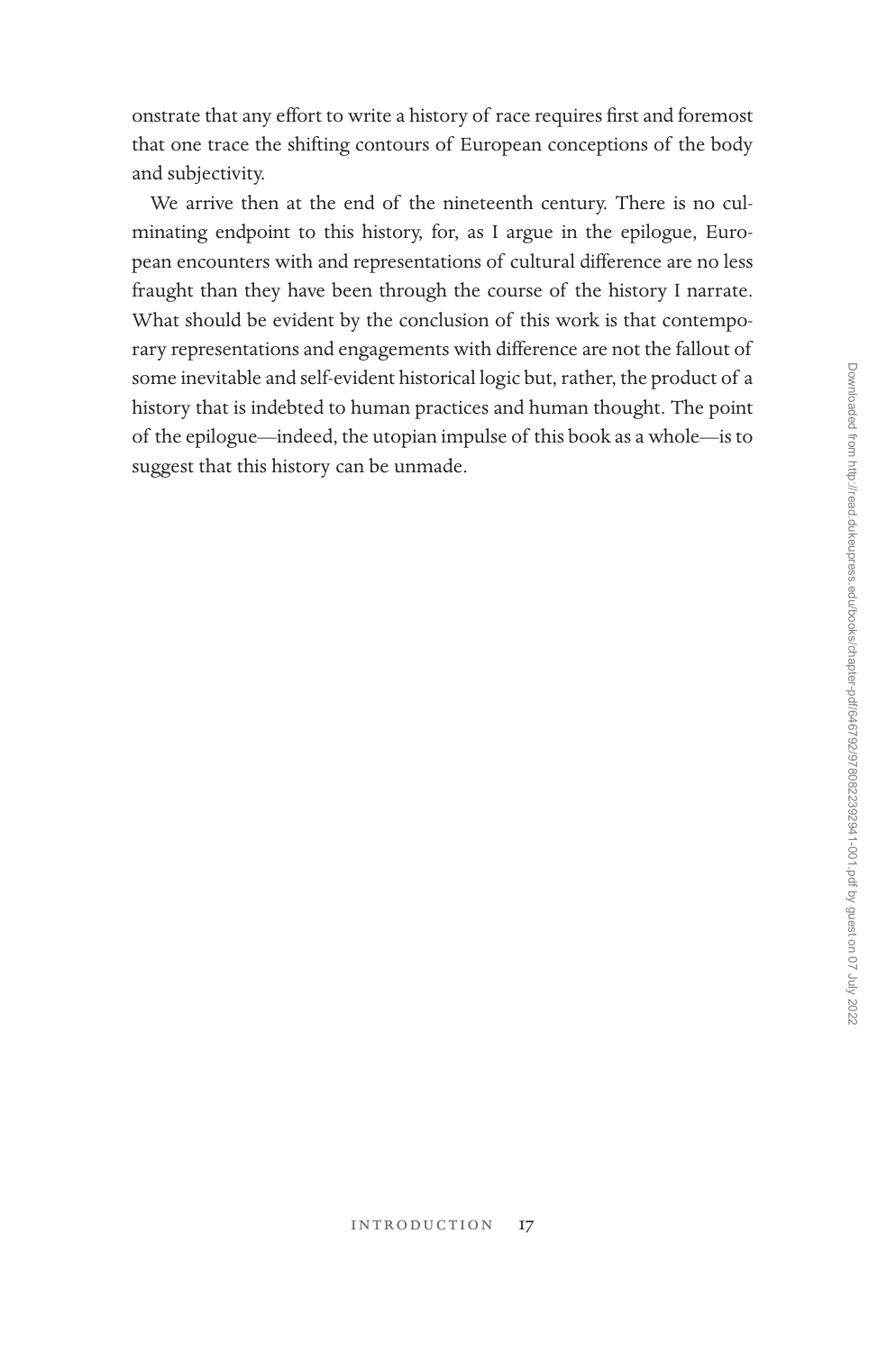onstrate that any effort to write a history of race requires first and foremost that one trace the shifting contours of European conceptions of the body and subjectivity.

We arrive then at the end of the nineteenth century. There is no culminating endpoint to this history, for, as I argue in the epilogue, European encounters with and representations of cultural difference are no less fraught than they have been through the course of the history I narrate. What should be evident by the conclusion of this work is that contemporary representations and engagements with difference are not the fallout of some inevitable and self-evident historical logic but, rather, the product of a history that is indebted to human practices and human thought. The point of the epilogue—indeed, the utopian impulse of this book as a whole—is to suggest that this history can be unmade.